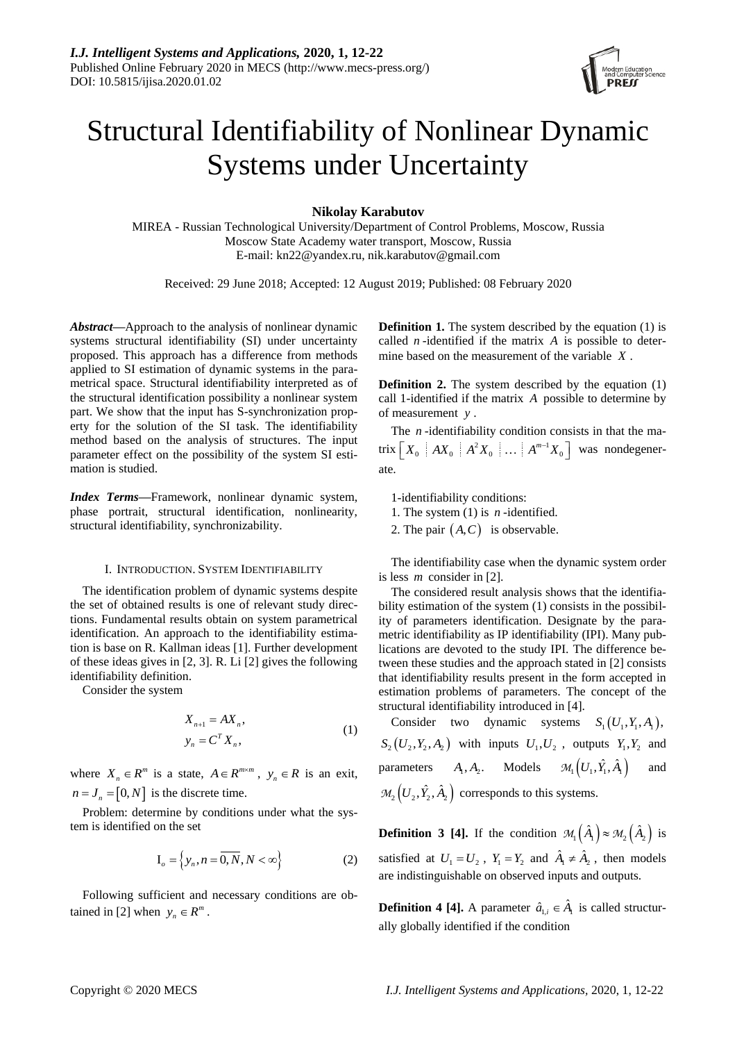# Structural Identifiability of Nonlinear Dynamic Systems under Uncertainty

**Nikolay Karabutov**

MIREA - Russian Technological University/Department of Control Problems, Moscow, Russia
Moscow State Academy water transport, Moscow, Russia
E-mail: kn22@yandex.ru, nik.karabutov@gmail.com

Received: 29 June 2018; Accepted: 12 August 2019; Published: 08 February 2020

***Abstract*—**Approach to the analysis of nonlinear dynamic systems structural identifiability (SI) under uncertainty proposed. This approach has a difference from methods applied to SI estimation of dynamic systems in the parametrical space. Structural identifiability interpreted as of the structural identification possibility a nonlinear system part. We show that the input has S-synchronization property for the solution of the SI task. The identifiability method based on the analysis of structures. The input parameter effect on the possibility of the system SI estimation is studied.

***Index Terms*—**Framework, nonlinear dynamic system, phase portrait, structural identification, nonlinearity, structural identifiability, synchronizability.

## I. Introduction. System Identifiability

The identification problem of dynamic systems despite the set of obtained results is one of relevant study directions. Fundamental results obtain on system parametrical identification. An approach to the identifiability estimation is base on R. Kallman ideas [1]. Further development of these ideas gives in [2, 3]. R. Li [2] gives the following identifiability definition.

Consider the system

$$
\begin{aligned}
X_{n+1} &= AX_n, \\
y_n &= C^T X_n,
\end{aligned}
\tag{1}
$$

where $X_n \in R^m$ is a state, $A \in R^{m \times m}$, $y_n \in R$ is an exit, $n = J_n = [0, N]$ is the discrete time.

Problem: determine by conditions under what the system is identified on the set

$$
\mathrm{I}_o = \left\{ y_n, n = \overline{0, N}, N < \infty \right\} \tag{2}
$$

Following sufficient and necessary conditions are obtained in [2] when $y_n \in R^m$.

**Definition 1.** The system described by the equation (1) is called $n$-identified if the matrix $A$ is possible to determine based on the measurement of the variable $X$.

**Definition 2.** The system described by the equation (1) call 1-identified if the matrix $A$ possible to determine by of measurement $y$.

The $n$-identifiability condition consists in that the matrix $\left[ X_0 \,\vdots\, AX_0 \,\vdots\, A^2 X_0 \,\vdots\, \ldots \,\vdots\, A^{m-1} X_0 \right]$ was nondegenerate.

1-identifiability conditions:

1. The system (1) is $n$-identified.
2. The pair $(A, C)$ is observable.

The identifiability case when the dynamic system order is less $m$ consider in [2].

The considered result analysis shows that the identifiability estimation of the system (1) consists in the possibility of parameters identification. Designate by the parametric identifiability as IP identifiability (IPI). Many publications are devoted to the study IPI. The difference between these studies and the approach stated in [2] consists that identifiability results present in the form accepted in estimation problems of parameters. The concept of the structural identifiability introduced in [4].

Consider two dynamic systems $S_1(U_1, Y_1, A_1)$, $S_2(U_2, Y_2, A_2)$ with inputs $U_1, U_2$, outputs $Y_1, Y_2$ and parameters $A_1, A_2$. Models $\mathcal{M}_1(U_1, \hat{Y}_1, \hat{A}_1)$ and $\mathcal{M}_2(U_2, \hat{Y}_2, \hat{A}_2)$ corresponds to this systems.

**Definition 3 [4].** If the condition $\mathcal{M}_1(\hat{A}_1) \approx \mathcal{M}_2(\hat{A}_2)$ is satisfied at $U_1 = U_2$, $Y_1 = Y_2$ and $\hat{A}_1 \neq \hat{A}_2$, then models are indistinguishable on observed inputs and outputs.

**Definition 4 [4].** A parameter $\hat{a}_{1,i} \in \hat{A}_1$ is called structurally globally identified if the condition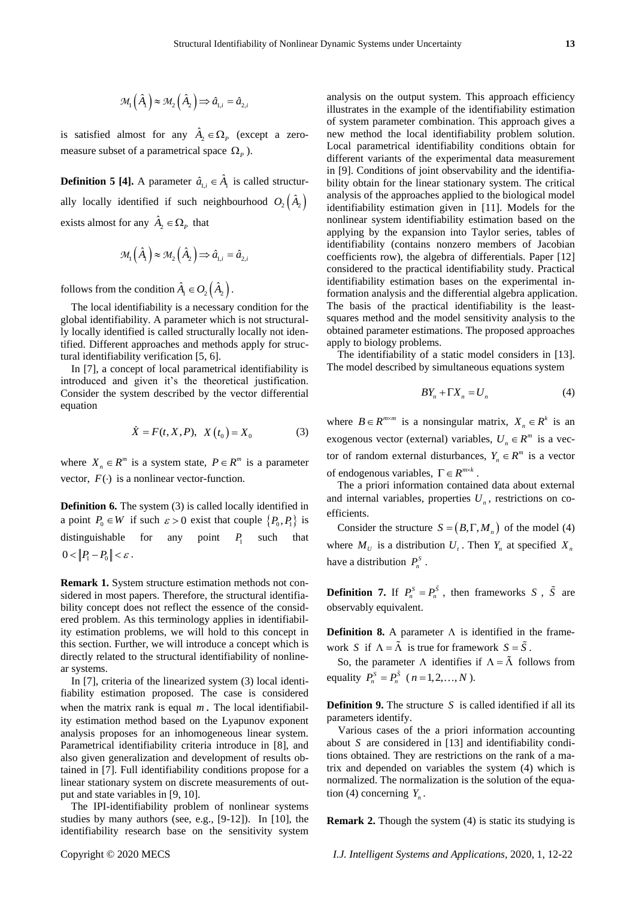$$\mathcal{M}_1\left(\hat{A}_1\right) \approx \mathcal{M}_2\left(\hat{A}_2\right) \Rightarrow \hat{a}_{1,i} = \hat{a}_{2,i}$$

is satisfied almost for any $\hat{A}_2 \in \Omega_P$ (except a zero-measure subset of a parametrical space $\Omega_P$).

**Definition 5 [4].** A parameter $\hat{a}_{1,i} \in \hat{A}_1$ is called structurally locally identified if such neighbourhood $O_2\left(\hat{A}_2\right)$ exists almost for any $\hat{A}_2 \in \Omega_P$ that

$$\mathcal{M}_1\left(\hat{A}_1\right) \approx \mathcal{M}_2\left(\hat{A}_2\right) \Rightarrow \hat{a}_{1,i} = \hat{a}_{2,i}$$

follows from the condition $\hat{A}_1 \in O_2\left(\hat{A}_2\right)$.

The local identifiability is a necessary condition for the global identifiability. A parameter which is not structurally locally identified is called structurally locally not identified. Different approaches and methods apply for structural identifiability verification [5, 6].

In [7], a concept of local parametrical identifiability is introduced and given it's the theoretical justification. Consider the system described by the vector differential equation

$$\dot{X} = F(t, X, P), \quad X\left(t_0\right) = X_0 \tag{3}$$

where $X_n \in R^m$ is a system state, $P \in R^m$ is a parameter vector, $F(\cdot)$ is a nonlinear vector-function.

**Definition 6.** The system (3) is called locally identified in a point $P_0 \in W$ if such $\varepsilon > 0$ exist that couple $\{P_0, P_1\}$ is distinguishable for any point $P_1$ such that $0 < \|P_1 - P_0\| < \varepsilon$.

**Remark 1.** System structure estimation methods not considered in most papers. Therefore, the structural identifiability concept does not reflect the essence of the considered problem. As this terminology applies in identifiability estimation problems, we will hold to this concept in this section. Further, we will introduce a concept which is directly related to the structural identifiability of nonlinear systems.

In [7], criteria of the linearized system (3) local identifiability estimation proposed. The case is considered when the matrix rank is equal $m$. The local identifiability estimation method based on the Lyapunov exponent analysis proposes for an inhomogeneous linear system. Parametrical identifiability criteria introduce in [8], and also given generalization and development of results obtained in [7]. Full identifiability conditions propose for a linear stationary system on discrete measurements of output and state variables in [9, 10].

The IPI-identifiability problem of nonlinear systems studies by many authors (see, e.g., [9-12]). In [10], the identifiability research base on the sensitivity system analysis on the output system. This approach efficiency illustrates in the example of the identifiability estimation of system parameter combination. This approach gives a new method the local identifiability problem solution. Local parametrical identifiability conditions obtain for different variants of the experimental data measurement in [9]. Conditions of joint observability and the identifiability obtain for the linear stationary system. The critical analysis of the approaches applied to the biological model identifiability estimation given in [11]. Models for the nonlinear system identifiability estimation based on the applying by the expansion into Taylor series, tables of identifiability (contains nonzero members of Jacobian coefficients row), the algebra of differentials. Paper [12] considered to the practical identifiability study. Practical identifiability estimation bases on the experimental information analysis and the differential algebra application. The basis of the practical identifiability is the least-squares method and the model sensitivity analysis to the obtained parameter estimations. The proposed approaches apply to biology problems.

The identifiability of a static model considers in [13]. The model described by simultaneous equations system

$$BY_n + \Gamma X_n = U_n \tag{4}$$

where $B \in R^{m \times m}$ is a nonsingular matrix, $X_n \in R^k$ is an exogenous vector (external) variables, $U_n \in R^m$ is a vector of random external disturbances, $Y_n \in R^m$ is a vector of endogenous variables, $\Gamma \in R^{m \times k}$.

The a priori information contained data about external and internal variables, properties $U_n$, restrictions on coefficients.

Consider the structure $S = \left(B, \Gamma, M_n\right)$ of the model (4) where $M_U$ is a distribution $U_t$. Then $Y_n$ at specified $X_n$ have a distribution $P_n^S$.

**Definition 7.** If $P_n^S = P_n^{\tilde{S}}$, then frameworks $S$, $\tilde{S}$ are observably equivalent.

**Definition 8.** A parameter $\Lambda$ is identified in the framework $S$ if $\Lambda = \tilde{\Lambda}$ is true for framework $S = \tilde{S}$.

So, the parameter $\Lambda$ identifies if $\Lambda = \tilde{\Lambda}$ follows from equality $P_n^S = P_n^{\tilde{S}}$ ($n = 1, 2, \ldots, N$).

**Definition 9.** The structure $S$ is called identified if all its parameters identify.

Various cases of the a priori information accounting about $S$ are considered in [13] and identifiability conditions obtained. They are restrictions on the rank of a matrix and depended on variables the system (4) which is normalized. The normalization is the solution of the equation (4) concerning $Y_n$.

**Remark 2.** Though the system (4) is static its studying is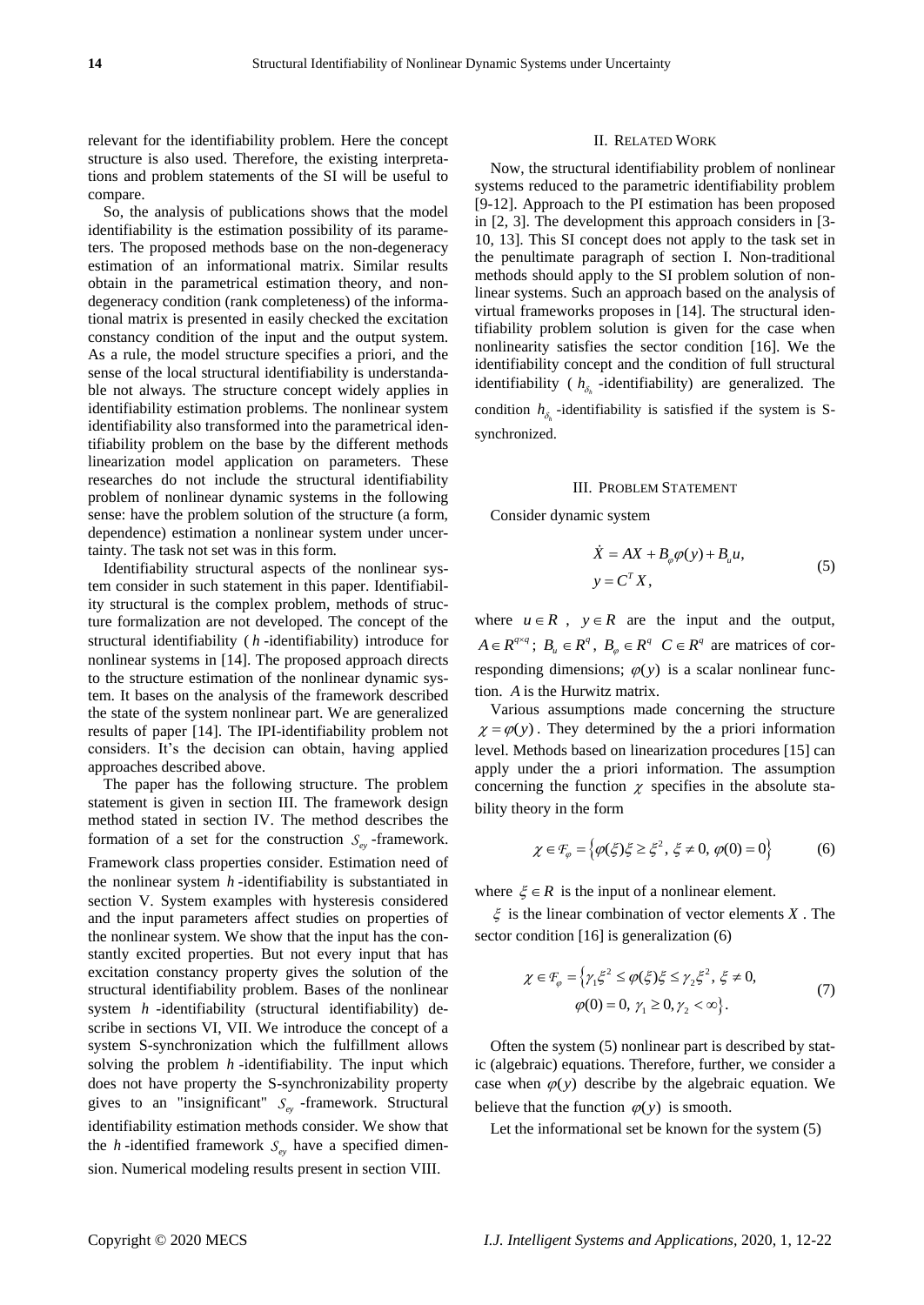relevant for the identifiability problem. Here the concept structure is also used. Therefore, the existing interpretations and problem statements of the SI will be useful to compare.

So, the analysis of publications shows that the model identifiability is the estimation possibility of its parameters. The proposed methods base on the non-degeneracy estimation of an informational matrix. Similar results obtain in the parametrical estimation theory, and non-degeneracy condition (rank completeness) of the informational matrix is presented in easily checked the excitation constancy condition of the input and the output system. As a rule, the model structure specifies a priori, and the sense of the local structural identifiability is understandable not always. The structure concept widely applies in identifiability estimation problems. The nonlinear system identifiability also transformed into the parametrical identifiability problem on the base by the different methods linearization model application on parameters. These researches do not include the structural identifiability problem of nonlinear dynamic systems in the following sense: have the problem solution of the structure (a form, dependence) estimation a nonlinear system under uncertainty. The task not set was in this form.

Identifiability structural aspects of the nonlinear system consider in such statement in this paper. Identifiability structural is the complex problem, methods of structure formalization are not developed. The concept of the structural identifiability ($h$-identifiability) introduce for nonlinear systems in [14]. The proposed approach directs to the structure estimation of the nonlinear dynamic system. It bases on the analysis of the framework described the state of the system nonlinear part. We are generalized results of paper [14]. The IPI-identifiability problem not considers. It's the decision can obtain, having applied approaches described above.

The paper has the following structure. The problem statement is given in section III. The framework design method stated in section IV. The method describes the formation of a set for the construction $S_{ey}$-framework. Framework class properties consider. Estimation need of the nonlinear system $h$-identifiability is substantiated in section V. System examples with hysteresis considered and the input parameters affect studies on properties of the nonlinear system. We show that the input has the constantly excited properties. But not every input that has excitation constancy property gives the solution of the structural identifiability problem. Bases of the nonlinear system $h$-identifiability (structural identifiability) describe in sections VI, VII. We introduce the concept of a system S-synchronization which the fulfillment allows solving the problem $h$-identifiability. The input which does not have property the S-synchronizability property gives to an "insignificant" $S_{ey}$-framework. Structural identifiability estimation methods consider. We show that the $h$-identified framework $S_{ey}$ have a specified dimension. Numerical modeling results present in section VIII.

## II. Related Work

Now, the structural identifiability problem of nonlinear systems reduced to the parametric identifiability problem [9-12]. Approach to the PI estimation has been proposed in [2, 3]. The development this approach considers in [3-10, 13]. This SI concept does not apply to the task set in the penultimate paragraph of section I. Non-traditional methods should apply to the SI problem solution of nonlinear systems. Such an approach based on the analysis of virtual frameworks proposes in [14]. The structural identifiability problem solution is given for the case when nonlinearity satisfies the sector condition [16]. We the identifiability concept and the condition of full structural identifiability ( $h_{\delta_h}$-identifiability) are generalized. The condition $h_{\delta_h}$-identifiability is satisfied if the system is S-synchronized.

## III. Problem Statement

Consider dynamic system

$$
\begin{aligned}
\dot{X} &= AX + B_{\varphi}\varphi(y) + B_u u, \\
y &= C^T X,
\end{aligned}
\tag{5}
$$

where $u \in R$, $y \in R$ are the input and the output, $A \in R^{q\times q}$; $B_u \in R^q$, $B_{\varphi} \in R^q$ $C \in R^q$ are matrices of corresponding dimensions; $\varphi(y)$ is a scalar nonlinear function. $A$ is the Hurwitz matrix.

Various assumptions made concerning the structure $\chi = \varphi(y)$. They determined by the a priori information level. Methods based on linearization procedures [15] can apply under the a priori information. The assumption concerning the function $\chi$ specifies in the absolute stability theory in the form

$$
\chi \in \mathcal{F}_{\varphi} = \left\{ \varphi(\xi)\xi \geq \xi^2,\ \xi \neq 0,\ \varphi(0) = 0 \right\}
\tag{6}
$$

where $\xi \in R$ is the input of a nonlinear element.

$\xi$ is the linear combination of vector elements $X$. The sector condition [16] is generalization (6)

$$
\begin{aligned}
\chi \in \mathcal{F}_{\varphi} = \{ &\gamma_1\xi^2 \leq \varphi(\xi)\xi \leq \gamma_2\xi^2,\ \xi \neq 0, \\
&\varphi(0) = 0,\ \gamma_1 \geq 0, \gamma_2 < \infty \}.
\end{aligned}
\tag{7}
$$

Often the system (5) nonlinear part is described by static (algebraic) equations. Therefore, further, we consider a case when $\varphi(y)$ describe by the algebraic equation. We believe that the function $\varphi(y)$ is smooth.

Let the informational set be known for the system (5)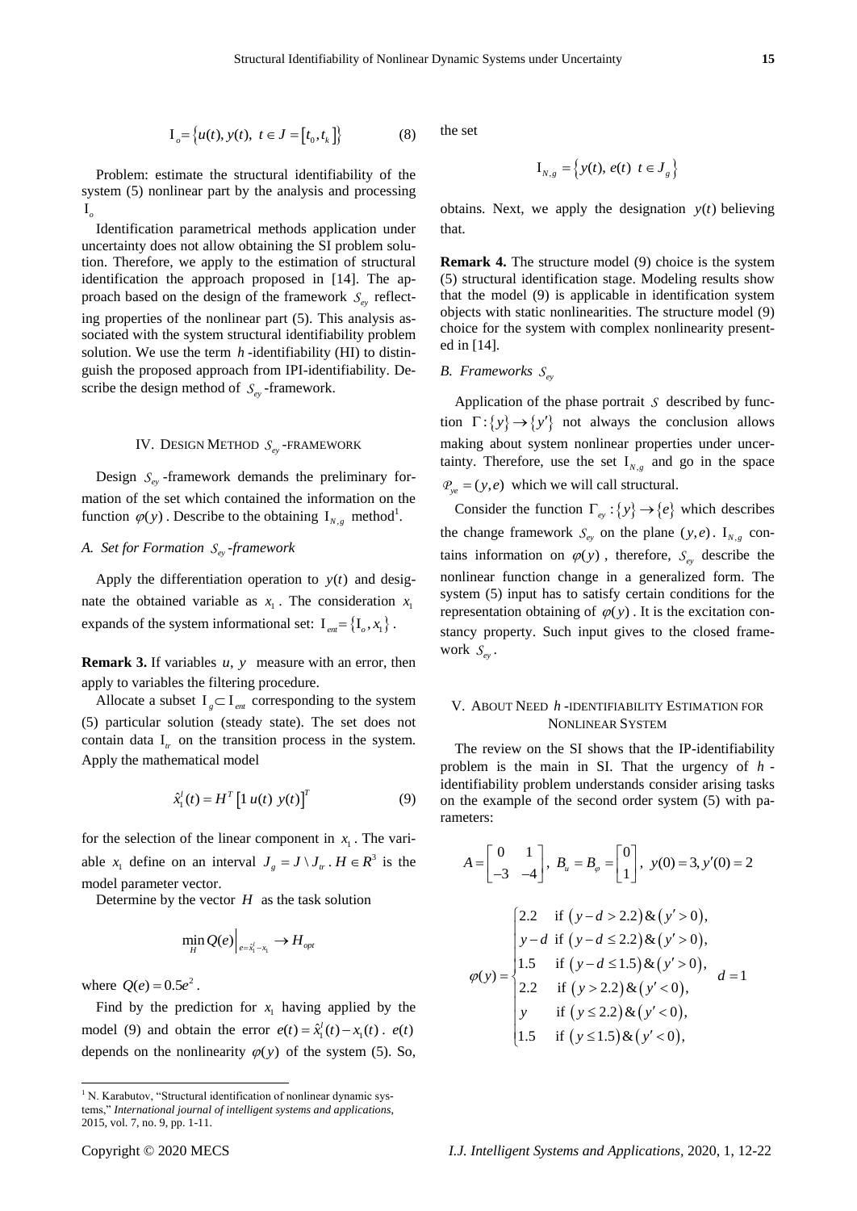$$\mathrm{I}_o = \{u(t), y(t),\ t \in J = [t_0, t_k]\} \tag{8}$$

Problem: estimate the structural identifiability of the system (5) nonlinear part by the analysis and processing $\mathrm{I}_o$

Identification parametrical methods application under uncertainty does not allow obtaining the SI problem solution. Therefore, we apply to the estimation of structural identification the approach proposed in [14]. The approach based on the design of the framework $S_{ey}$ reflecting properties of the nonlinear part (5). This analysis associated with the system structural identifiability problem solution. We use the term $h$-identifiability (HI) to distinguish the proposed approach from IPI-identifiability. Describe the design method of $S_{ey}$-framework.

## IV. Design Method $S_{ey}$-Framework

Design $S_{ey}$-framework demands the preliminary formation of the set which contained the information on the function $\varphi(y)$. Describe to the obtaining $\mathrm{I}_{N,g}$ method[1].

### A. Set for Formation $S_{ey}$-framework

Apply the differentiation operation to $y(t)$ and designate the obtained variable as $x_1$. The consideration $x_1$ expands of the system informational set: $\mathrm{I}_{ent} = \{\mathrm{I}_o, x_1\}$.

**Remark 3.** If variables $u, y$ measure with an error, then apply to variables the filtering procedure.

Allocate a subset $\mathrm{I}_g \subset \mathrm{I}_{ent}$ corresponding to the system (5) particular solution (steady state). The set does not contain data $\mathrm{I}_{tr}$ on the transition process in the system. Apply the mathematical model

$$\hat{x}_1^l(t) = H^T \left[1\ u(t)\ y(t)\right]^T \tag{9}$$

for the selection of the linear component in $x_1$. The variable $x_1$ define on an interval $J_g = J \setminus J_{tr}$. $H \in R^3$ is the model parameter vector.

Determine by the vector $H$ as the task solution

$$\min_H Q(e)\Big|_{e=\hat{x}_1^l - x_1} \to H_{opt}$$

where $Q(e) = 0.5e^2$.

Find by the prediction for $x_1$ having applied by the model (9) and obtain the error $e(t) = \hat{x}_1^l(t) - x_1(t)$. $e(t)$ depends on the nonlinearity $\varphi(y)$ of the system (5). So, the set

$$\mathrm{I}_{N,g} = \{y(t), e(t)\ \ t \in J_g\}$$

obtains. Next, we apply the designation $y(t)$ believing that.

**Remark 4.** The structure model (9) choice is the system (5) structural identification stage. Modeling results show that the model (9) is applicable in identification system objects with static nonlinearities. The structure model (9) choice for the system with complex nonlinearity presented in [14].

### B. Frameworks $S_{ey}$

Application of the phase portrait $S$ described by function $\Gamma: \{y\} \to \{y'\}$ not always the conclusion allows making about system nonlinear properties under uncertainty. Therefore, use the set $\mathrm{I}_{N,g}$ and go in the space $\mathcal{P}_{ye} = (y, e)$ which we will call structural.

Consider the function $\Gamma_{ey}: \{y\} \to \{e\}$ which describes the change framework $S_{ey}$ on the plane $(y, e)$. $\mathrm{I}_{N,g}$ contains information on $\varphi(y)$, therefore, $S_{ey}$ describe the nonlinear function change in a generalized form. The system (5) input has to satisfy certain conditions for the representation obtaining of $\varphi(y)$. It is the excitation constancy property. Such input gives to the closed framework $S_{ey}$.

## V. About Need $h$-Identifiability Estimation for Nonlinear System

The review on the SI shows that the IP-identifiability problem is the main in SI. That the urgency of $h$-identifiability problem understands consider arising tasks on the example of the second order system (5) with parameters:

$$A = \begin{bmatrix} 0 & 1 \\ -3 & -4 \end{bmatrix},\ B_u = B_\varphi = \begin{bmatrix} 0 \\ 1 \end{bmatrix},\ y(0) = 3, y'(0) = 2$$

$$\varphi(y) = \begin{cases} 2.2 & \text{if } (y - d > 2.2) \,\&\, (y' > 0), \\ y - d & \text{if } (y - d \le 2.2) \,\&\, (y' > 0), \\ 1.5 & \text{if } (y - d \le 1.5) \,\&\, (y' > 0), \\ 2.2 & \text{if } (y > 2.2) \,\&\, (y' < 0), \\ y & \text{if } (y \le 2.2) \,\&\, (y' < 0), \\ 1.5 & \text{if } (y \le 1.5) \,\&\, (y' < 0), \end{cases} \quad d = 1$$

[1] N. Karabutov, "Structural identification of nonlinear dynamic systems," *International journal of intelligent systems and applications*, 2015, vol. 7, no. 9, pp. 1-11.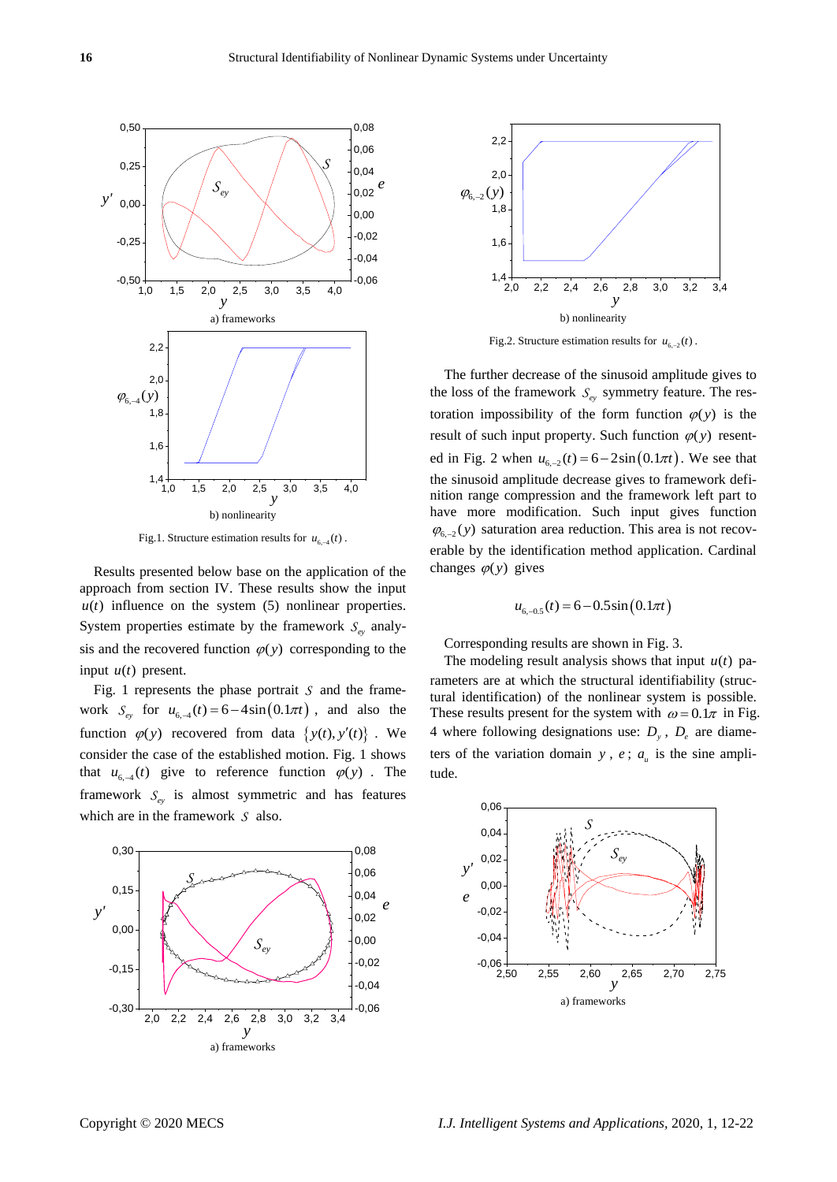a) frameworks

b) nonlinearity

Fig.1. Structure estimation results for $u_{6,-4}(t)$.

Results presented below base on the application of the approach from section IV. These results show the input $u(t)$ influence on the system (5) nonlinear properties. System properties estimate by the framework $S_{ey}$ analysis and the recovered function $\varphi(y)$ corresponding to the input $u(t)$ present.

Fig. 1 represents the phase portrait $S$ and the framework $S_{ey}$ for $u_{6,-4}(t) = 6 - 4\sin(0.1\pi t)$, and also the function $\varphi(y)$ recovered from data $\{y(t), y'(t)\}$. We consider the case of the established motion. Fig. 1 shows that $u_{6,-4}(t)$ give to reference function $\varphi(y)$. The framework $S_{ey}$ is almost symmetric and has features which are in the framework $S$ also.

a) frameworks

b) nonlinearity

Fig.2. Structure estimation results for $u_{6,-2}(t)$.

The further decrease of the sinusoid amplitude gives to the loss of the framework $S_{ey}$ symmetry feature. The restoration impossibility of the form function $\varphi(y)$ is the result of such input property. Such function $\varphi(y)$ resented in Fig. 2 when $u_{6,-2}(t) = 6 - 2\sin(0.1\pi t)$. We see that the sinusoid amplitude decrease gives to framework definition range compression and the framework left part to have more modification. Such input gives function $\varphi_{6,-2}(y)$ saturation area reduction. This area is not recoverable by the identification method application. Cardinal changes $\varphi(y)$ gives

$$u_{6,-0.5}(t) = 6 - 0.5\sin(0.1\pi t)$$

Corresponding results are shown in Fig. 3.

The modeling result analysis shows that input $u(t)$ parameters are at which the structural identifiability (structural identification) of the nonlinear system is possible. These results present for the system with $\omega = 0.1\pi$ in Fig. 4 where following designations use: $D_y$, $D_e$ are diameters of the variation domain $y$, $e$; $a_u$ is the sine amplitude.

a) frameworks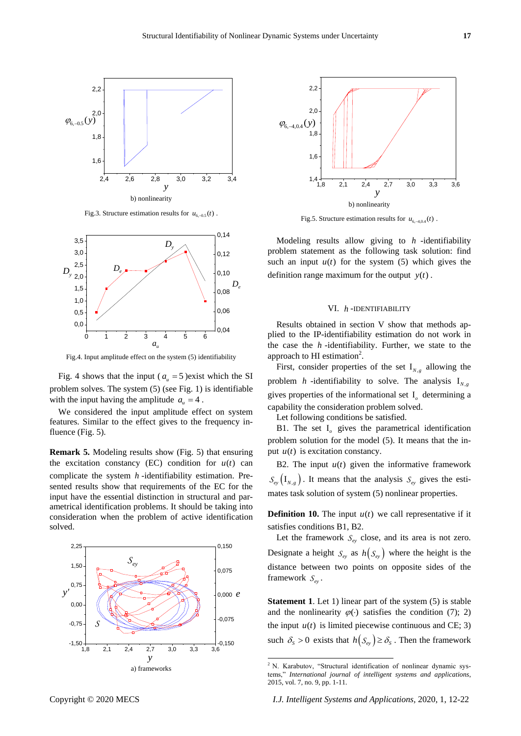b) nonlinearity

Fig.3. Structure estimation results for $u_{6,-0.5}(t)$ .

Fig.4. Input amplitude effect on the system (5) identifiability

Fig. 4 shows that the input ( $a_u = 5$ )exist which the SI problem solves. The system (5) (see Fig. 1) is identifiable with the input having the amplitude $a_u = 4$ .

We considered the input amplitude effect on system features. Similar to the effect gives to the frequency influence (Fig. 5).

**Remark 5.** Modeling results show (Fig. 5) that ensuring the excitation constancy (EC) condition for $u(t)$ can complicate the system $h$ -identifiability estimation. Presented results show that requirements of the EC for the input have the essential distinction in structural and parametrical identification problems. It should be taking into consideration when the problem of active identification solved.

a) frameworks

b) nonlinearity

Fig.5. Structure estimation results for $u_{6,-4,0.4}(t)$ .

Modeling results allow giving to $h$ -identifiability problem statement as the following task solution: find such an input $u(t)$ for the system (5) which gives the definition range maximum for the output $y(t)$ .

## VI. $h$ -IDENTIFIABILITY

Results obtained in section V show that methods applied to the IP-identifiability estimation do not work in the case the $h$ -identifiability. Further, we state to the approach to HI estimation[2].

First, consider properties of the set $\mathrm{I}_{N,g}$ allowing the problem $h$ -identifiability to solve. The analysis $\mathrm{I}_{N,g}$ gives properties of the informational set $\mathrm{I}_o$ determining a capability the consideration problem solved.

Let following conditions be satisfied.

B1. The set $\mathrm{I}_o$ gives the parametrical identification problem solution for the model (5). It means that the input $u(t)$ is excitation constancy.

B2. The input $u(t)$ given the informative framework $S_{ey}\left(\mathrm{I}_{N,g}\right)$. It means that the analysis $S_{ey}$ gives the estimates task solution of system (5) nonlinear properties.

**Definition 10.** The input $u(t)$ we call representative if it satisfies conditions B1, B2.

Let the framework $S_{ey}$ close, and its area is not zero. Designate a height $S_{ey}$ as $h\left(S_{ey}\right)$ where the height is the distance between two points on opposite sides of the framework $S_{ey}$.

**Statement 1**. Let 1) linear part of the system (5) is stable and the nonlinearity $\varphi(\cdot)$ satisfies the condition (7); 2) the input $u(t)$ is limited piecewise continuous and CE; 3) such $\delta_S > 0$ exists that $h\left(S_{ey}\right) \geq \delta_S$ . Then the framework

[2] N. Karabutov, "Structural identification of nonlinear dynamic systems," *International journal of intelligent systems and applications*, 2015, vol. 7, no. 9, pp. 1-11.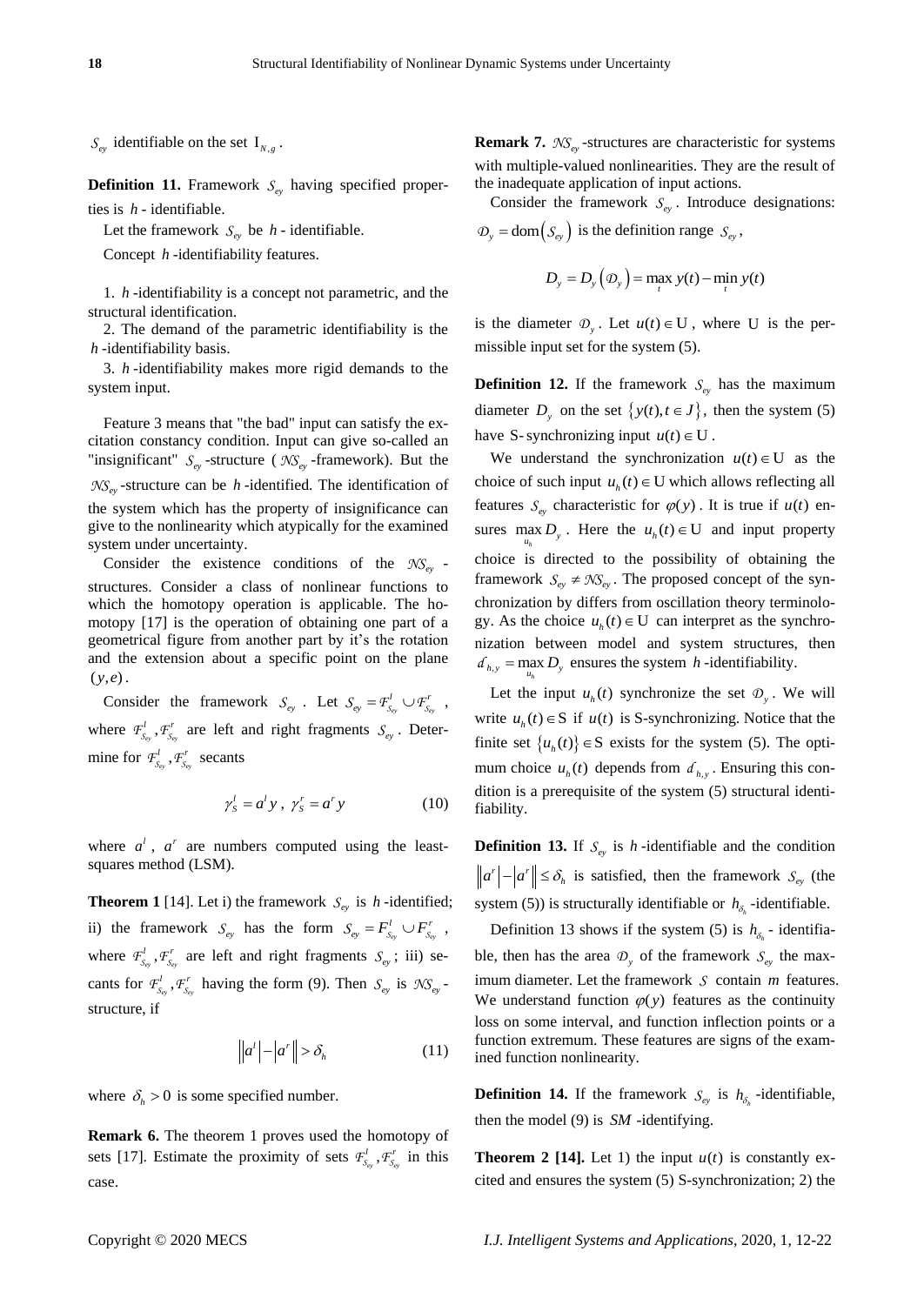$S_{ey}$ identifiable on the set $\mathrm{I}_{N,g}$.

**Definition 11.** Framework $S_{ey}$ having specified properties is $h$ - identifiable.

Let the framework $S_{ey}$ be $h$ - identifiable.

Concept $h$ -identifiability features.

1. $h$ -identifiability is a concept not parametric, and the structural identification.

2. The demand of the parametric identifiability is the $h$ -identifiability basis.

3. $h$ -identifiability makes more rigid demands to the system input.

Feature 3 means that "the bad" input can satisfy the excitation constancy condition. Input can give so-called an "insignificant" $S_{ey}$ -structure ( $\mathcal{NS}_{ey}$ -framework). But the $\mathcal{NS}_{ey}$ -structure can be $h$ -identified. The identification of the system which has the property of insignificance can give to the nonlinearity which atypically for the examined system under uncertainty.

Consider the existence conditions of the $\mathcal{NS}_{ey}$ - structures. Consider a class of nonlinear functions to which the homotopy operation is applicable. The homotopy [17] is the operation of obtaining one part of a geometrical figure from another part by it's the rotation and the extension about a specific point on the plane $(y,e)$.

Consider the framework $S_{ey}$ . Let $S_{ey} = \mathcal{F}^{l}_{S_{ey}} \cup \mathcal{F}^{r}_{S_{ey}}$ , where $\mathcal{F}^{l}_{S_{ey}}, \mathcal{F}^{r}_{S_{ey}}$ are left and right fragments $S_{ey}$ . Determine for $\mathcal{F}^{l}_{S_{ey}}, \mathcal{F}^{r}_{S_{ey}}$ secants

$$\gamma^{l}_{S} = a^{l} y \,,\; \gamma^{r}_{S} = a^{r} y \tag{10}$$

where $a^{l}$ , $a^{r}$ are numbers computed using the least-squares method (LSM).

**Theorem 1** [14]. Let i) the framework $S_{ey}$ is $h$ -identified; ii) the framework $S_{ey}$ has the form $S_{ey} = F^{l}_{S_{ey}} \cup F^{r}_{S_{ey}}$ , where $\mathcal{F}^{l}_{S_{ey}}, \mathcal{F}^{r}_{S_{ey}}$ are left and right fragments $S_{ey}$ ; iii) secants for $\mathcal{F}^{l}_{S_{ey}}, \mathcal{F}^{r}_{S_{ey}}$ having the form (9). Then $S_{ey}$ is $\mathcal{NS}_{ey}$ - structure, if

$$\left\| \left|a^{l}\right| - \left|a^{r}\right| \right\| > \delta_{h} \tag{11}$$

where $\delta_{h} > 0$ is some specified number.

**Remark 6.** The theorem 1 proves used the homotopy of sets [17]. Estimate the proximity of sets $\mathcal{F}^{l}_{S_{ey}}, \mathcal{F}^{r}_{S_{ey}}$ in this case.

**Remark 7.** $\mathcal{NS}_{ey}$ -structures are characteristic for systems with multiple-valued nonlinearities. They are the result of the inadequate application of input actions.

Consider the framework $S_{ey}$ . Introduce designations: $\mathcal{D}_{y} = \mathrm{dom}\left(S_{ey}\right)$ is the definition range $S_{ey}$ ,

$$D_{y} = D_{y}\left(\mathcal{D}_{y}\right) = \max_{t} y(t) - \min_{t} y(t)$$

is the diameter $\mathcal{D}_{y}$ . Let $u(t) \in \mathrm{U}$ , where $\mathrm{U}$ is the permissible input set for the system (5).

**Definition 12.** If the framework $S_{ey}$ has the maximum diameter $D_{y}$ on the set $\left\{ y(t), t \in J \right\}$ , then the system (5) have S- synchronizing input $u(t) \in \mathrm{U}$ .

We understand the synchronization $u(t) \in \mathrm{U}$ as the choice of such input $u_{h}(t) \in \mathrm{U}$ which allows reflecting all features $S_{ey}$ characteristic for $\varphi(y)$ . It is true if $u(t)$ ensures $\max\limits_{u_{h}} D_{y}$ . Here the $u_{h}(t) \in \mathrm{U}$ and input property choice is directed to the possibility of obtaining the framework $S_{ey} \neq \mathcal{NS}_{ey}$ . The proposed concept of the synchronization by differs from oscillation theory terminology. As the choice $u_{h}(t) \in \mathrm{U}$ can interpret as the synchronization between model and system structures, then $\mathcal{d}_{h,y} = \max\limits_{u_{h}} D_{y}$ ensures the system $h$ -identifiability.

Let the input $u_{h}(t)$ synchronize the set $\mathcal{D}_{y}$ . We will write $u_{h}(t) \in \mathrm{S}$ if $u(t)$ is S-synchronizing. Notice that the finite set $\left\{ u_{h}(t) \right\} \in \mathrm{S}$ exists for the system (5). The optimum choice $u_{h}(t)$ depends from $\mathcal{d}_{h,y}$ . Ensuring this condition is a prerequisite of the system (5) structural identifiability.

**Definition 13.** If $S_{ey}$ is $h$ -identifiable and the condition $\left\| \left|a^{r}\right| - \left|a^{r}\right| \right\| \le \delta_{h}$ is satisfied, then the framework $S_{ey}$ (the system (5)) is structurally identifiable or $h_{\delta_{h}}$ -identifiable.

Definition 13 shows if the system (5) is $h_{\delta_{h}}$ - identifiable, then has the area $\mathcal{D}_{y}$ of the framework $S_{ey}$ the maximum diameter. Let the framework $S$ contain $m$ features. We understand function $\varphi(y)$ features as the continuity loss on some interval, and function inflection points or a function extremum. These features are signs of the examined function nonlinearity.

**Definition 14.** If the framework $S_{ey}$ is $h_{\delta_{h}}$ -identifiable, then the model (9) is $SM$ -identifying.

**Theorem 2 [14].** Let 1) the input $u(t)$ is constantly excited and ensures the system (5) S-synchronization; 2) the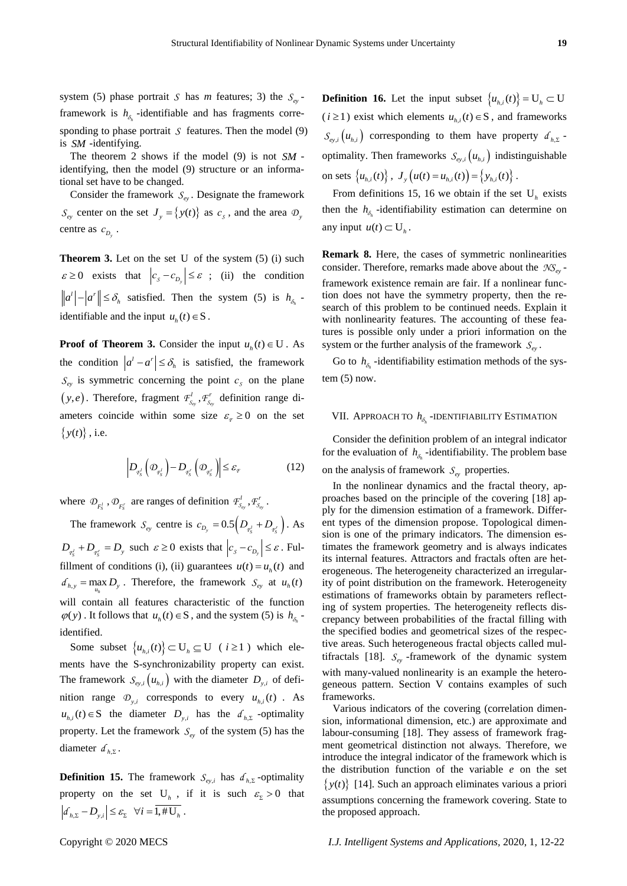system (5) phase portrait $\mathcal{S}$ has $m$ features; 3) the $S_{ey}$ -framework is $h_{\delta_h}$ -identifiable and has fragments corresponding to phase portrait $\mathcal{S}$ features. Then the model (9) is $SM$ -identifying.

The theorem 2 shows if the model (9) is not $SM$ -identifying, then the model (9) structure or an informational set have to be changed.

Consider the framework $S_{ey}$. Designate the framework $S_{ey}$ center on the set $J_y = \{y(t)\}$ as $c_{\mathcal{S}}$, and the area $\mathcal{D}_y$ centre as $c_{D_y}$.

**Theorem 3.** Let on the set $\mathrm{U}$ of the system (5) (i) such $\varepsilon \geq 0$ exists that $\left|c_{\mathcal{S}} - c_{D_y}\right| \leq \varepsilon$ ; (ii) the condition $\left\| |a^l| - |a^r| \right\| \leq \delta_h$ satisfied. Then the system (5) is $h_{\delta_h}$ -identifiable and the input $u_h(t) \in \mathrm{S}$.

**Proof of Theorem 3.** Consider the input $u_h(t) \in \mathrm{U}$. As the condition $\left|a^l - a^r\right| \leq \delta_h$ is satisfied, the framework $S_{ey}$ is symmetric concerning the point $c_{\mathcal{S}}$ on the plane $(y,e)$. Therefore, fragment $\mathcal{F}^l_{S_{ey}}, \mathcal{F}^r_{S_{ey}}$ definition range diameters coincide within some size $\varepsilon_{\mathcal{F}} \geq 0$ on the set $\{y(t)\}$, i.e.

$$\left| D_{\mathcal{F}^l_S}\left(\mathcal{D}_{\mathcal{F}^l_S}\right) - D_{\mathcal{F}^r_S}\left(\mathcal{D}_{\mathcal{F}^r_S}\right) \right| \leq \varepsilon_{\mathcal{F}} \tag{12}$$

where $\mathcal{D}_{\mathcal{F}^l_S}, \mathcal{D}_{\mathcal{F}^r_S}$ are ranges of definition $\mathcal{F}^l_{S_{ey}}, \mathcal{F}^r_{S_{ey}}$.

The framework $S_{ey}$ centre is $c_{D_y} = 0.5\left(D_{\mathcal{F}^l_S} + D_{\mathcal{F}^r_S}\right)$. As $D_{\mathcal{F}^l_S} + D_{\mathcal{F}^r_S} = D_y$ such $\varepsilon \geq 0$ exists that $\left|c_{\mathcal{S}} - c_{D_y}\right| \leq \varepsilon$. Fulfillment of conditions (i), (ii) guarantees $u(t) = u_h(t)$ and $d_{h,y} = \max_{u_h} D_y$. Therefore, the framework $S_{ey}$ at $u_h(t)$ will contain all features characteristic of the function $\varphi(y)$. It follows that $u_h(t) \in \mathrm{S}$, and the system (5) is $h_{\delta_h}$ -identified.

Some subset $\{u_{h,i}(t)\} \subset \mathrm{U}_h \subseteq \mathrm{U}$ ($i \geq 1$) which elements have the S-synchronizability property can exist. The framework $S_{ey,i}\left(u_{h,i}\right)$ with the diameter $D_{y,i}$ of definition range $\mathcal{D}_{y,i}$ corresponds to every $u_{h,i}(t)$. As $u_{h,i}(t) \in \mathrm{S}$ the diameter $D_{y,i}$ has the $d_{h,\Sigma}$ -optimality property. Let the framework $S_{ey}$ of the system (5) has the diameter $d_{h,\Sigma}$.

**Definition 15.** The framework $S_{ey,i}$ has $d_{h,\Sigma}$ -optimality property on the set $\mathrm{U}_h$, if it is such $\varepsilon_\Sigma > 0$ that $\left|d_{h,\Sigma} - D_{y,i}\right| \leq \varepsilon_\Sigma \quad \forall i = \overline{1, \# \mathrm{U}_h}$.

**Definition 16.** Let the input subset $\{u_{h,i}(t)\} = \mathrm{U}_h \subset \mathrm{U}$ ($i \geq 1$) exist which elements $u_{h,i}(t) \in \mathrm{S}$, and frameworks $S_{ey,i}\left(u_{h,i}\right)$ corresponding to them have property $d_{h,\Sigma}$ -optimality. Then frameworks $S_{ey,i}\left(u_{h,i}\right)$ indistinguishable on sets $\{u_{h,i}(t)\}$, $J_y\left(u(t) = u_{h,i}(t)\right) = \{y_{h,i}(t)\}$.

From definitions 15, 16 we obtain if the set $\mathrm{U}_h$ exists then the $h_{\delta_h}$ -identifiability estimation can determine on any input $u(t) \subset \mathrm{U}_h$.

**Remark 8.** Here, the cases of symmetric nonlinearities consider. Therefore, remarks made above about the $\mathcal{NS}_{ey}$ -framework existence remain are fair. If a nonlinear function does not have the symmetry property, then the research of this problem to be continued needs. Explain it with nonlinearity features. The accounting of these features is possible only under a priori information on the system or the further analysis of the framework $S_{ey}$.

Go to $h_{\delta_h}$ -identifiability estimation methods of the system (5) now.

## VII. Approach to $h_{\delta_h}$ -Identifiability Estimation

Consider the definition problem of an integral indicator for the evaluation of $h_{\delta_h}$ -identifiability. The problem base on the analysis of framework $S_{ey}$ properties.

In the nonlinear dynamics and the fractal theory, approaches based on the principle of the covering [18] apply for the dimension estimation of a framework. Different types of the dimension propose. Topological dimension is one of the primary indicators. The dimension estimates the framework geometry and is always indicates its internal features. Attractors and fractals often are heterogeneous. The heterogeneity characterized an irregularity of point distribution on the framework. Heterogeneity estimations of frameworks obtain by parameters reflecting of system properties. The heterogeneity reflects discrepancy between probabilities of the fractal filling with the specified bodies and geometrical sizes of the respective areas. Such heterogeneous fractal objects called multifractals [18]. $S_{ey}$ -framework of the dynamic system with many-valued nonlinearity is an example the heterogeneous pattern. Section V contains examples of such frameworks.

Various indicators of the covering (correlation dimension, informational dimension, etc.) are approximate and labour-consuming [18]. They assess of framework fragment geometrical distinction not always. Therefore, we introduce the integral indicator of the framework which is the distribution function of the variable $e$ on the set $\{y(t)\}$ [14]. Such an approach eliminates various a priori assumptions concerning the framework covering. State to the proposed approach.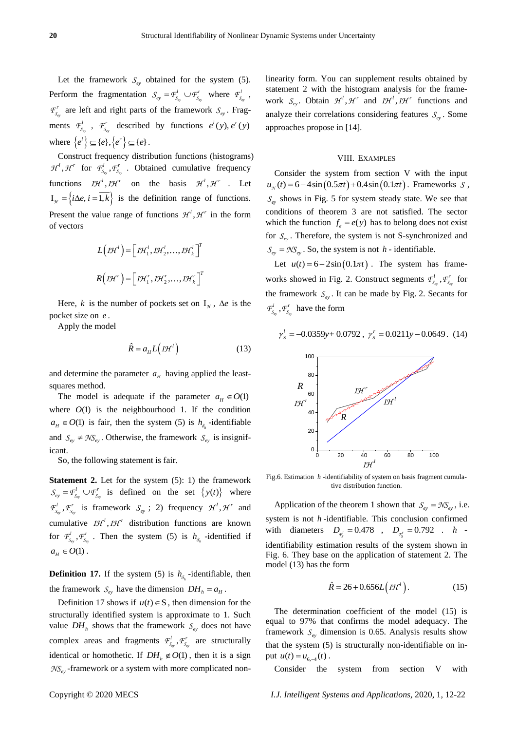Let the framework $\mathcal{S}_{ey}$ obtained for the system (5). Perform the fragmentation $\mathcal{S}_{ey} = \mathcal{F}^l_{\mathcal{S}_{ey}} \cup \mathcal{F}^r_{\mathcal{S}_{ey}}$ where $\mathcal{F}^l_{\mathcal{S}_{ey}}$, $\mathcal{F}^r_{\mathcal{S}_{ey}}$ are left and right parts of the framework $\mathcal{S}_{ey}$. Fragments $\mathcal{F}^l_{\mathcal{S}_{ey}}$, $\mathcal{F}^r_{\mathcal{S}_{ey}}$ described by functions $e^l(y), e^r(y)$ where $\{e^l\} \subseteq \{e\}, \{e^r\} \subseteq \{e\}$.

Construct frequency distribution functions (histograms) $\mathcal{H}^l, \mathcal{H}^r$ for $\mathcal{F}^l_{\mathcal{S}_{ey}}, \mathcal{F}^r_{\mathcal{S}_{ey}}$. Obtained cumulative frequency functions $\mathcal{IH}^l, \mathcal{IH}^r$ on the basis $\mathcal{H}^l, \mathcal{H}^r$. Let $\mathrm{I}_{\mathcal{H}} = \{i\Delta e, i = \overline{1,k}\}$ is the definition range of functions. Present the value range of functions $\mathcal{H}^l, \mathcal{H}^r$ in the form of vectors

$$L\left(\mathcal{IH}^l\right) = \left[\mathcal{IH}^l_1, \mathcal{IH}^l_2, \ldots, \mathcal{IH}^l_k\right]^T$$

$$R\left(\mathcal{IH}^r\right) = \left[\mathcal{IH}^r_1, \mathcal{IH}^r_2, \ldots, \mathcal{IH}^r_k\right]^T$$

Here, $k$ is the number of pockets set on $\mathrm{I}_{\mathcal{H}}$, $\Delta e$ is the pocket size on $e$.

Apply the model

$$\hat{R} = a_H L\left(\mathcal{IH}^l\right) \tag{13}$$

and determine the parameter $a_H$ having applied the least-squares method.

The model is adequate if the parameter $a_H \in O(1)$ where $O(1)$ is the neighbourhood 1. If the condition $a_H \in O(1)$ is fair, then the system (5) is $h_{\delta_h}$-identifiable and $\mathcal{S}_{ey} \neq \mathcal{NS}_{ey}$. Otherwise, the framework $\mathcal{S}_{ey}$ is insignificant.

So, the following statement is fair.

**Statement 2.** Let for the system (5): 1) the framework $\mathcal{S}_{ey} = \mathcal{F}^l_{\mathcal{S}_{ey}} \cup \mathcal{F}^r_{\mathcal{S}_{ey}}$ is defined on the set $\{y(t)\}$ where $\mathcal{F}^l_{\mathcal{S}_{ey}}, \mathcal{F}^r_{\mathcal{S}_{ey}}$ is framework $\mathcal{S}_{ey}$; 2) frequency $\mathcal{H}^l, \mathcal{H}^r$ and cumulative $\mathcal{IH}^l, \mathcal{IH}^r$ distribution functions are known for $\mathcal{F}^l_{\mathcal{S}_{ey}}, \mathcal{F}^r_{\mathcal{S}_{ey}}$. Then the system (5) is $h_{\delta_h}$-identified if $a_H \in O(1)$.

**Definition 17.** If the system (5) is $h_{\delta_h}$-identifiable, then the framework $\mathcal{S}_{ey}$ have the dimension $DH_h = a_H$.

Definition 17 shows if $u(t) \in \mathrm{S}$, then dimension for the structurally identified system is approximate to 1. Such value $DH_h$ shows that the framework $\mathcal{S}_{ey}$ does not have complex areas and fragments $\mathcal{F}^l_{\mathcal{S}_{ey}}, \mathcal{F}^r_{\mathcal{S}_{ey}}$ are structurally identical or homothetic. If $DH_h \notin O(1)$, then it is a sign $\mathcal{NS}_{ey}$-framework or a system with more complicated nonlinearity form. You can supplement results obtained by statement 2 with the histogram analysis for the framework $\mathcal{S}_{ey}$. Obtain $\mathcal{H}^l, \mathcal{H}^r$ and $\mathcal{IH}^l, \mathcal{IH}^r$ functions and analyze their correlations considering features $\mathcal{S}_{ey}$. Some approaches propose in [14].

## VIII. Examples

Consider the system from section V with the input $u_{\mathcal{N}}(t) = 6 - 4\sin(0.5\pi t) + 0.4\sin(0.1\pi t)$. Frameworks $\mathcal{S}$, $\mathcal{S}_{ey}$ shows in Fig. 5 for system steady state. We see that conditions of theorem 3 are not satisfied. The sector which the function $f_e = e(y)$ has to belong does not exist for $\mathcal{S}_{ey}$. Therefore, the system is not S-synchronized and $\mathcal{S}_{ey} = \mathcal{NS}_{ey}$. So, the system is not $h$ - identifiable.

Let $u(t) = 6 - 2\sin(0.1\pi t)$. The system has frameworks showed in Fig. 2. Construct segments $\mathcal{F}^l_{\mathcal{S}_{ey}}, \mathcal{F}^r_{\mathcal{S}_{ey}}$ for the framework $\mathcal{S}_{ey}$. It can be made by Fig. 2. Secants for $\mathcal{F}^l_{\mathcal{S}_{ey}}, \mathcal{F}^r_{\mathcal{S}_{ey}}$ have the form

$$\gamma^l_S = -0.0359y + 0.0792,\ \gamma^r_S = 0.0211y - 0.0649. \tag{14}$$

Fig.6. Estimation $h$-identifiability of system on basis fragment cumulative distribution function.

Application of the theorem 1 shown that $\mathcal{S}_{ey} = \mathcal{NS}_{ey}$, i.e. system is not $h$-identifiable. This conclusion confirmed with diameters $D_{\mathcal{F}^l_S} = 0.478$, $D_{\mathcal{F}^r_S} = 0.792$. $h$-identifiability estimation results of the system shown in Fig. 6. They base on the application of statement 2. The model (13) has the form

$$\hat{R} = 26 + 0.656L\left(\mathcal{IH}^l\right). \tag{15}$$

The determination coefficient of the model (15) is equal to 97% that confirms the model adequacy. The framework $\mathcal{S}_{ey}$ dimension is 0.65. Analysis results show that the system (5) is structurally non-identifiable on input $u(t) = u_{6,-4}(t)$.

Consider the system from section V with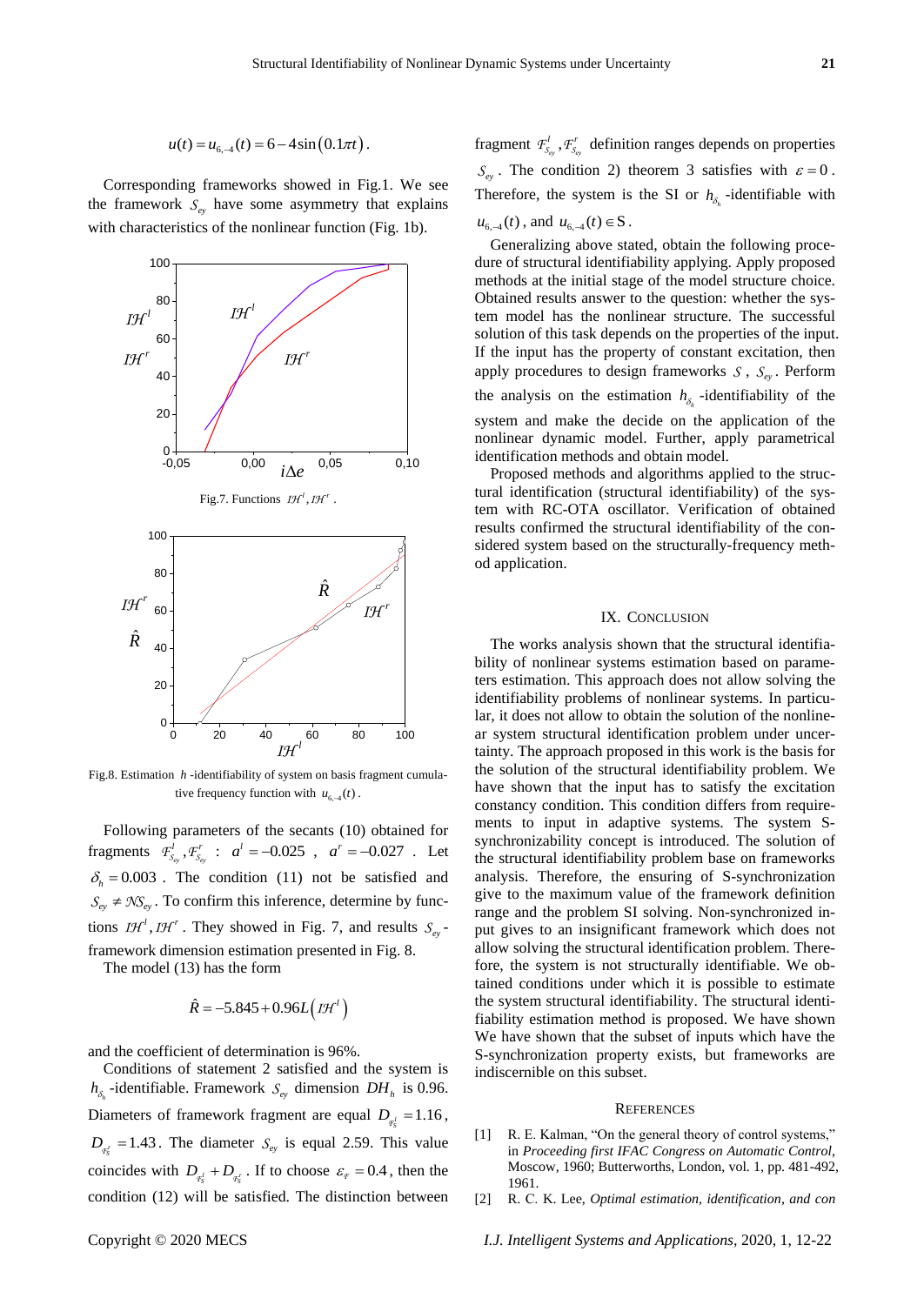$$u(t) = u_{6,-4}(t) = 6 - 4\sin(0.1\pi t).$$

Corresponding frameworks showed in Fig.1. We see the framework $S_{ey}$ have some asymmetry that explains with characteristics of the nonlinear function (Fig. 1b).

Fig.7. Functions $\mathcal{IH}^l, \mathcal{IH}^r$.

Fig.8. Estimation $h$-identifiability of system on basis fragment cumulative frequency function with $u_{6,-4}(t)$.

Following parameters of the secants (10) obtained for fragments $\mathcal{F}^l_{S_{ey}}, \mathcal{F}^r_{S_{ey}}$ : $a^l = -0.025$ , $a^r = -0.027$ . Let $\delta_h = 0.003$ . The condition (11) not be satisfied and $S_{ey} \neq \mathcal{NS}_{ey}$. To confirm this inference, determine by functions $\mathcal{IH}^l, \mathcal{IH}^r$. They showed in Fig. 7, and results $S_{ey}$-framework dimension estimation presented in Fig. 8.

The model (13) has the form

$$\hat{R} = -5.845 + 0.96L(\mathcal{IH}^l)$$

and the coefficient of determination is 96%.

Conditions of statement 2 satisfied and the system is $h_{\delta_h}$-identifiable. Framework $S_{ey}$ dimension $DH_h$ is 0.96. Diameters of framework fragment are equal $D_{\mathcal{F}^l_S} = 1.16$, $D_{\mathcal{F}^r_S} = 1.43$. The diameter $S_{ey}$ is equal 2.59. This value coincides with $D_{\mathcal{F}^l_S} + D_{\mathcal{F}^r_S}$. If to choose $\varepsilon_{\mathcal{F}} = 0.4$, then the condition (12) will be satisfied. The distinction between fragment $\mathcal{F}^l_{S_{ey}}, \mathcal{F}^r_{S_{ey}}$ definition ranges depends on properties $S_{ey}$. The condition 2) theorem 3 satisfies with $\varepsilon = 0$. Therefore, the system is the SI or $h_{\delta_h}$-identifiable with $u_{6,-4}(t)$, and $u_{6,-4}(t) \in \mathrm{S}$.

Generalizing above stated, obtain the following procedure of structural identifiability applying. Apply proposed methods at the initial stage of the model structure choice. Obtained results answer to the question: whether the system model has the nonlinear structure. The successful solution of this task depends on the properties of the input. If the input has the property of constant excitation, then apply procedures to design frameworks $S$, $S_{ey}$. Perform the analysis on the estimation $h_{\delta_h}$-identifiability of the system and make the decide on the application of the nonlinear dynamic model. Further, apply parametrical identification methods and obtain model.

Proposed methods and algorithms applied to the structural identification (structural identifiability) of the system with RC-OTA oscillator. Verification of obtained results confirmed the structural identifiability of the considered system based on the structurally-frequency method application.

## IX. Conclusion

The works analysis shown that the structural identifiability of nonlinear systems estimation based on parameters estimation. This approach does not allow solving the identifiability problems of nonlinear systems. In particular, it does not allow to obtain the solution of the nonlinear system structural identification problem under uncertainty. The approach proposed in this work is the basis for the solution of the structural identifiability problem. We have shown that the input has to satisfy the excitation constancy condition. This condition differs from requirements to input in adaptive systems. The system S-synchronizability concept is introduced. The solution of the structural identifiability problem base on frameworks analysis. Therefore, the ensuring of S-synchronization give to the maximum value of the framework definition range and the problem SI solving. Non-synchronized input gives to an insignificant framework which does not allow solving the structural identification problem. Therefore, the system is not structurally identifiable. We obtained conditions under which it is possible to estimate the system structural identifiability. The structural identifiability estimation method is proposed. We have shown We have shown that the subset of inputs which have the S-synchronization property exists, but frameworks are indiscernible on this subset.

## References

[1] R. E. Kalman, "On the general theory of control systems," in *Proceeding first IFAC Congress on Automatic Control*, Moscow, 1960; Butterworths, London, vol. 1, pp. 481-492, 1961.

[2] R. C. K. Lee, *Optimal estimation, identification, and con*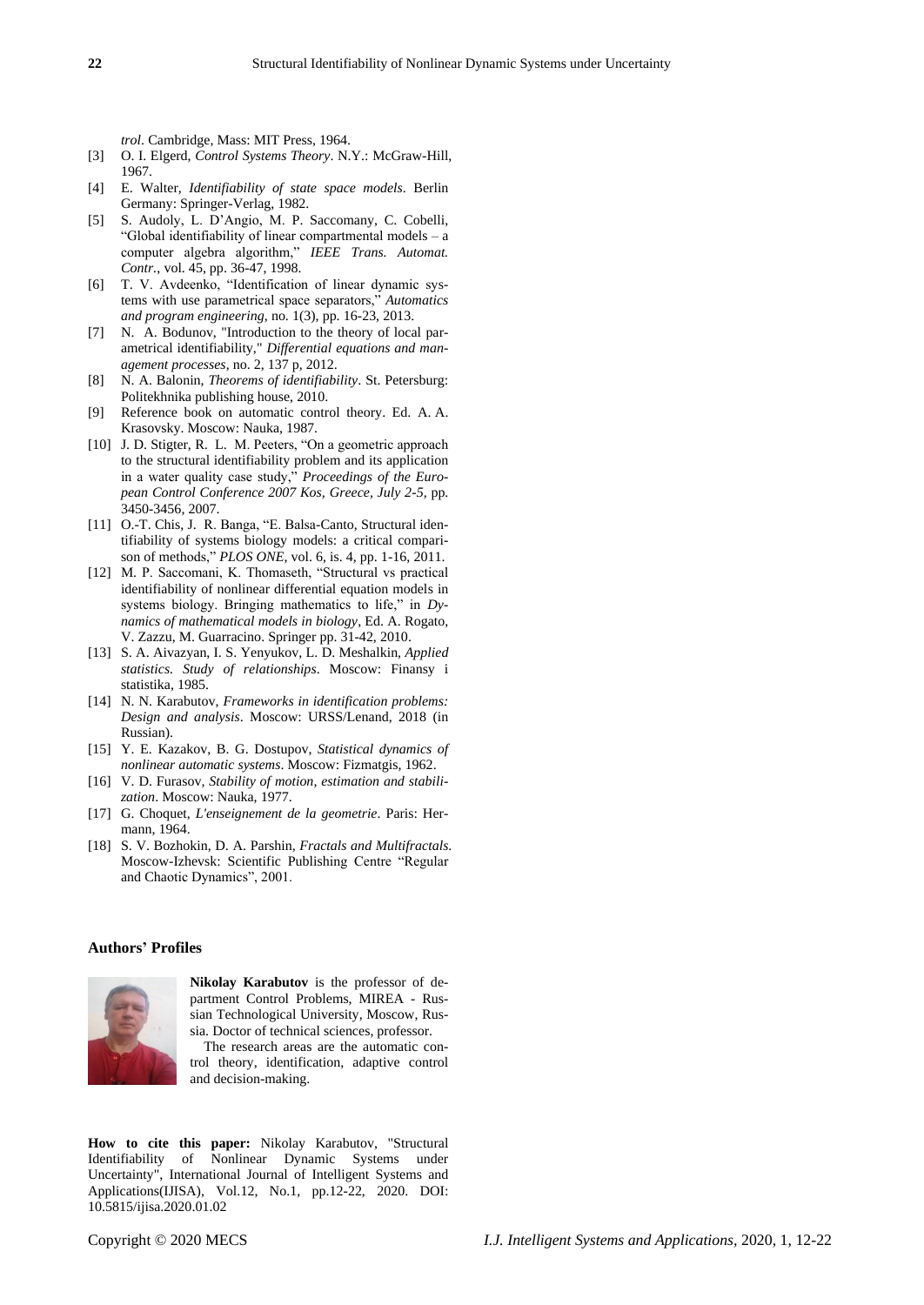*trol*. Cambridge, Mass: MIT Press, 1964.

[3] O. I. Elgerd, *Control Systems Theory*. N.Y.: McGraw-Hill, 1967.

[4] E. Walter, *Identifiability of state space models*. Berlin Germany: Springer-Verlag, 1982.

[5] S. Audoly, L. D'Angio, M. P. Saccomany, C. Cobelli, "Global identifiability of linear compartmental models – a computer algebra algorithm," *IEEE Trans. Automat. Contr.*, vol. 45, pp. 36-47, 1998.

[6] T. V. Avdeenko, "Identification of linear dynamic systems with use parametrical space separators," *Automatics and program engineering*, no. 1(3), pp. 16-23, 2013.

[7] N. A. Bodunov, "Introduction to the theory of local parametrical identifiability," *Differential equations and management processes*, no. 2, 137 p, 2012.

[8] N. A. Balonin, *Theorems of identifiability*. St. Petersburg: Politekhnika publishing house, 2010.

[9] Reference book on automatic control theory. Ed. A. A. Krasovsky. Moscow: Nauka, 1987.

[10] J. D. Stigter, R. L. M. Peeters, "On a geometric approach to the structural identifiability problem and its application in a water quality case study," *Proceedings of the European Control Conference 2007 Kos, Greece, July 2-5*, pp. 3450-3456, 2007.

[11] O.-T. Chis, J. R. Banga, "E. Balsa-Canto, Structural identifiability of systems biology models: a critical comparison of methods," *PLOS ONE*, vol. 6, is. 4, pp. 1-16, 2011.

[12] M. P. Saccomani, K. Thomaseth, "Structural vs practical identifiability of nonlinear differential equation models in systems biology. Bringing mathematics to life," in *Dynamics of mathematical models in biology*, Ed. A. Rogato, V. Zazzu, M. Guarracino. Springer pp. 31-42, 2010.

[13] S. A. Aivazyan, I. S. Yenyukov, L. D. Meshalkin, *Applied statistics. Study of relationships*. Moscow: Finansy i statistika, 1985.

[14] N. N. Karabutov, *Frameworks in identification problems: Design and analysis*. Moscow: URSS/Lenand, 2018 (in Russian).

[15] Y. E. Kazakov, B. G. Dostupov, *Statistical dynamics of nonlinear automatic systems*. Moscow: Fizmatgis, 1962.

[16] V. D. Furasov, *Stability of motion, estimation and stabilization*. Moscow: Nauka, 1977.

[17] G. Choquet, *L'enseignement de la geometrie*. Paris: Hermann, 1964.

[18] S. V. Bozhokin, D. A. Parshin, *Fractals and Multifractals.* Moscow-Izhevsk: Scientific Publishing Centre "Regular and Chaotic Dynamics", 2001.

### Authors' Profiles

**Nikolay Karabutov** is the professor of department Control Problems, MIREA - Russian Technological University, Moscow, Russia. Doctor of technical sciences, professor.

The research areas are the automatic control theory, identification, adaptive control and decision-making.

**How to cite this paper:** Nikolay Karabutov, "Structural Identifiability of Nonlinear Dynamic Systems under Uncertainty", International Journal of Intelligent Systems and Applications(IJISA), Vol.12, No.1, pp.12-22, 2020. DOI: 10.5815/ijisa.2020.01.02